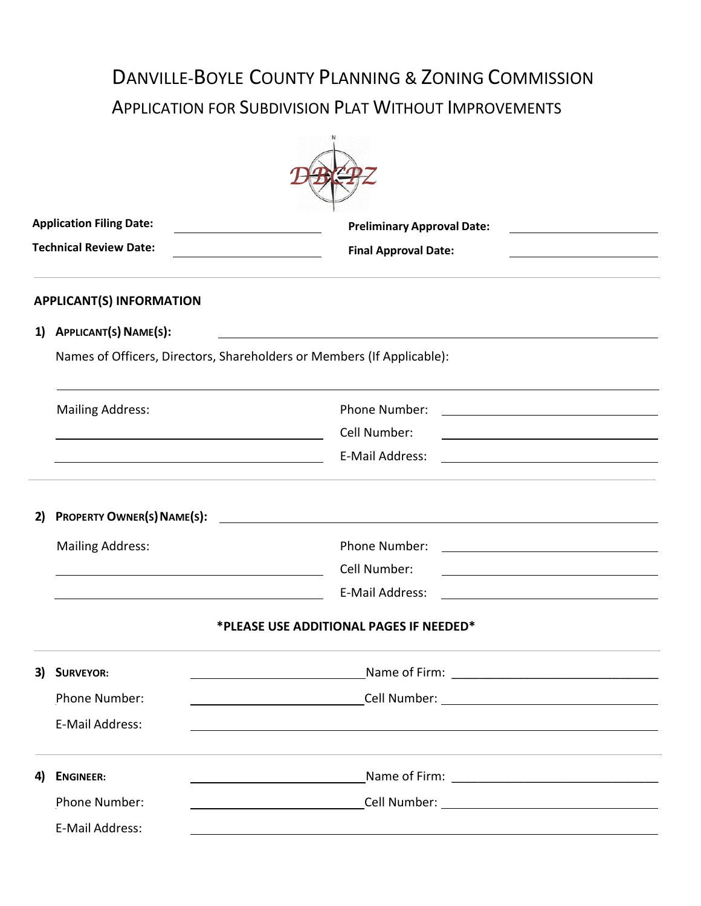# Danville-Boyle County Planning & Zoning Commission

## Application for Subdivision Plat Without Improvements

**Application Filing Date:** ____________________ **Preliminary Approval Date:** ____________________

**Technical Review Date:** ____________________ **Final Approval Date:** ____________________

---

### APPLICANT(S) INFORMATION

**1) Applicant(s) Name(s):** ________________________________________

Names of Officers, Directors, Shareholders or Members (If Applicable):

________________________________________

Mailing Address: ____________________

____________________

Phone Number: ____________________

Cell Number: ____________________

E-Mail Address: ____________________

---

**2) Property Owner(s) Name(s):** ________________________________________

Mailing Address: ____________________

____________________

Phone Number: ____________________

Cell Number: ____________________

E-Mail Address: ____________________

**\*PLEASE USE ADDITIONAL PAGES IF NEEDED\***

---

**3) Surveyor:** ____________________ Name of Firm: ____________________

Phone Number: ____________________ Cell Number: ____________________

E-Mail Address: ________________________________________

---

**4) Engineer:** ____________________ Name of Firm: ____________________

Phone Number: ____________________ Cell Number: ____________________

E-Mail Address: ________________________________________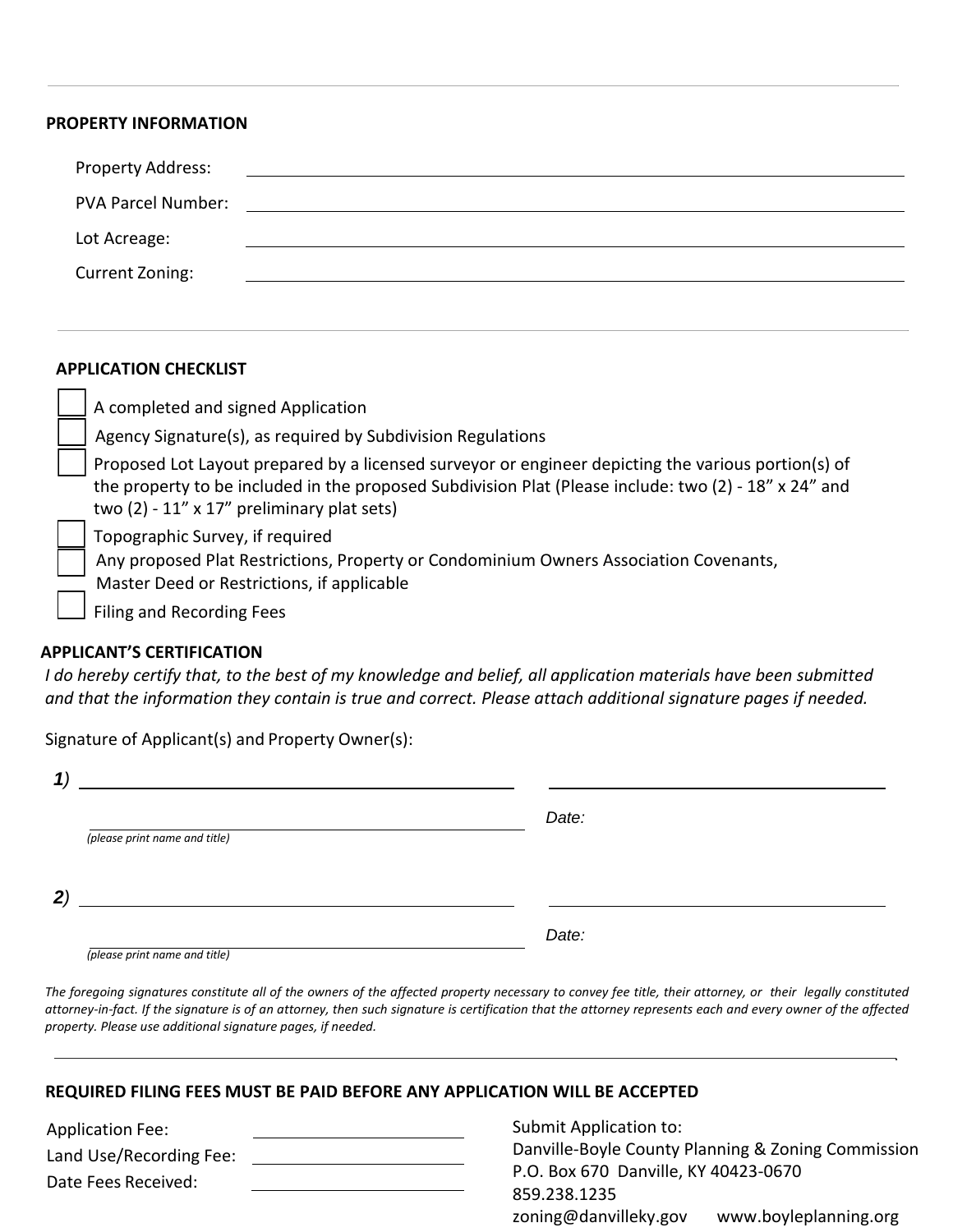## PROPERTY INFORMATION

Property Address: ______________________________

PVA Parcel Number: ______________________________

Lot Acreage: ______________________________

Current Zoning: ______________________________

## APPLICATION CHECKLIST

- [ ] A completed and signed Application
- [ ] Agency Signature(s), as required by Subdivision Regulations
- [ ] Proposed Lot Layout prepared by a licensed surveyor or engineer depicting the various portion(s) of the property to be included in the proposed Subdivision Plat (Please include: two (2) - 18" x 24" and two (2) - 11" x 17" preliminary plat sets)
- [ ] Topographic Survey, if required
- [ ] Any proposed Plat Restrictions, Property or Condominium Owners Association Covenants, Master Deed or Restrictions, if applicable
- [ ] Filing and Recording Fees

## APPLICANT'S CERTIFICATION

*I do hereby certify that, to the best of my knowledge and belief, all application materials have been submitted and that the information they contain is true and correct. Please attach additional signature pages if needed.*

Signature of Applicant(s) and Property Owner(s):

***1)*** ______________________________ ______________________________

______________________________ Date:

*(please print name and title)*

***2)*** ______________________________ ______________________________

______________________________ Date:

*(please print name and title)*

*The foregoing signatures constitute all of the owners of the affected property necessary to convey fee title, their attorney, or their legally constituted attorney-in-fact. If the signature is of an attorney, then such signature is certification that the attorney represents each and every owner of the affected property. Please use additional signature pages, if needed.*

## REQUIRED FILING FEES MUST BE PAID BEFORE ANY APPLICATION WILL BE ACCEPTED

Application Fee: ______________________________

Land Use/Recording Fee: ______________________________

Date Fees Received: ______________________________

Submit Application to:
Danville-Boyle County Planning & Zoning Commission
P.O. Box 670 Danville, KY 40423-0670
859.238.1235
zoning@danvilleky.gov www.boyleplanning.org